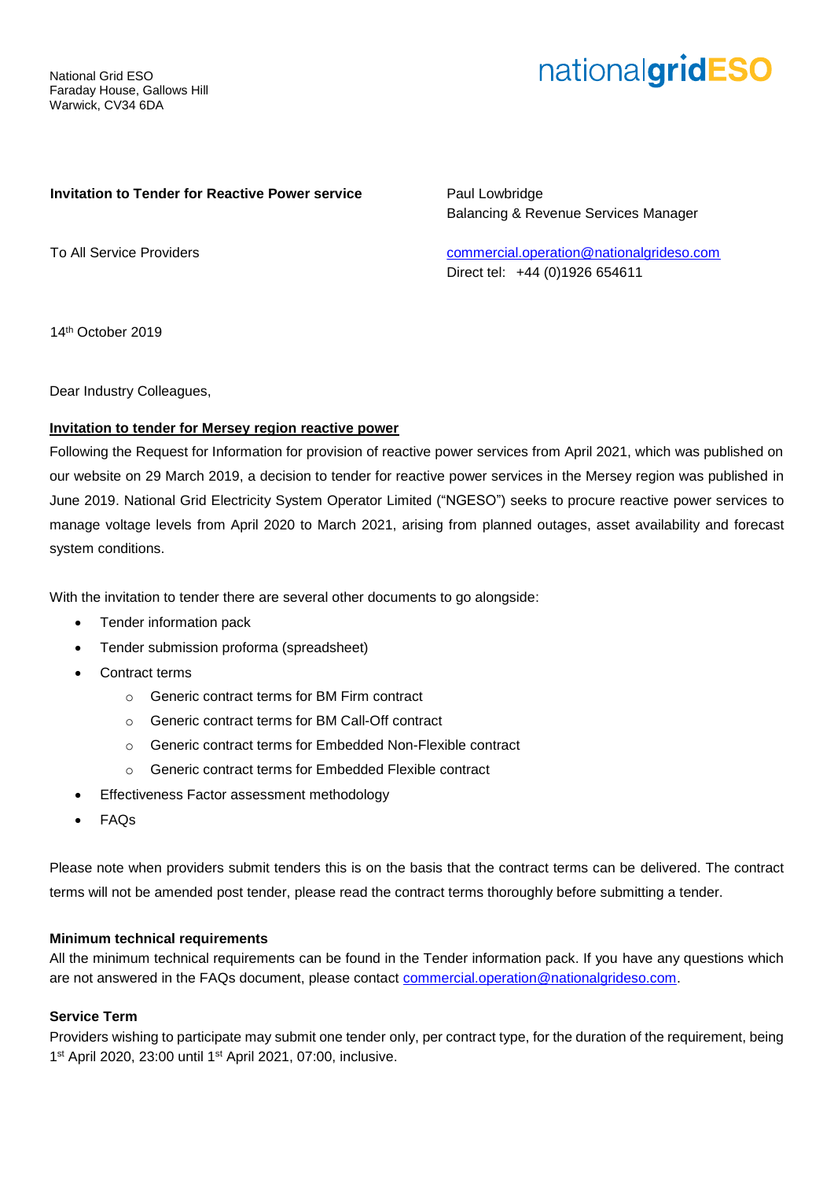National Grid ESO
Faraday House, Gallows Hill
Warwick, CV34 6DA

nationalgridESO

**Invitation to Tender for Reactive Power service**

To All Service Providers

Paul Lowbridge
Balancing & Revenue Services Manager

commercial.operation@nationalgrideso.com
Direct tel: +44 (0)1926 654611

14th October 2019

Dear Industry Colleagues,

**Invitation to tender for Mersey region reactive power**

Following the Request for Information for provision of reactive power services from April 2021, which was published on our website on 29 March 2019, a decision to tender for reactive power services in the Mersey region was published in June 2019. National Grid Electricity System Operator Limited ("NGESO") seeks to procure reactive power services to manage voltage levels from April 2020 to March 2021, arising from planned outages, asset availability and forecast system conditions.

With the invitation to tender there are several other documents to go alongside:

- Tender information pack
- Tender submission proforma (spreadsheet)
- Contract terms
  - Generic contract terms for BM Firm contract
  - Generic contract terms for BM Call-Off contract
  - Generic contract terms for Embedded Non-Flexible contract
  - Generic contract terms for Embedded Flexible contract
- Effectiveness Factor assessment methodology
- FAQs

Please note when providers submit tenders this is on the basis that the contract terms can be delivered. The contract terms will not be amended post tender, please read the contract terms thoroughly before submitting a tender.

**Minimum technical requirements**

All the minimum technical requirements can be found in the Tender information pack. If you have any questions which are not answered in the FAQs document, please contact commercial.operation@nationalgrideso.com.

**Service Term**

Providers wishing to participate may submit one tender only, per contract type, for the duration of the requirement, being 1st April 2020, 23:00 until 1st April 2021, 07:00, inclusive.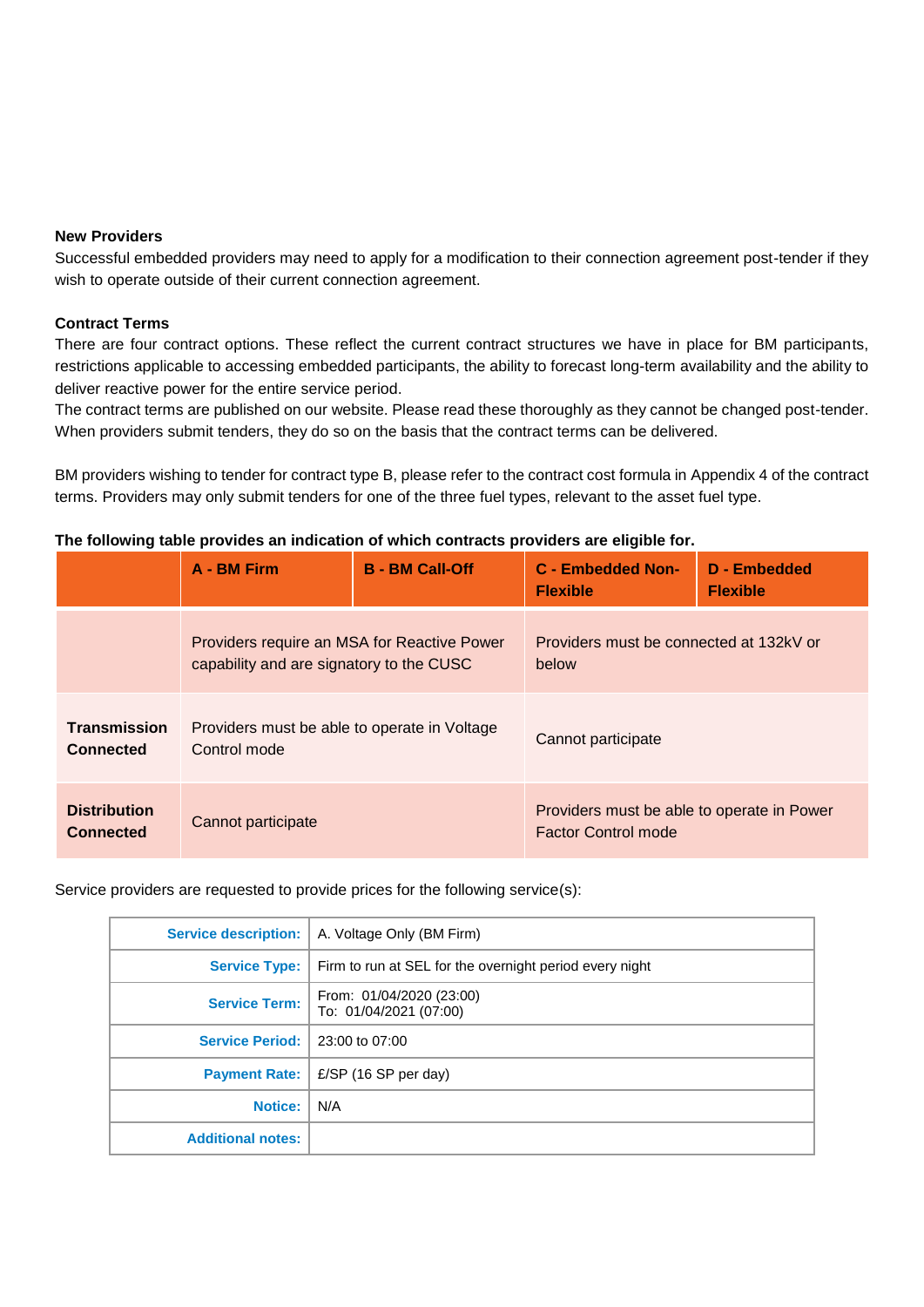**New Providers**

Successful embedded providers may need to apply for a modification to their connection agreement post-tender if they wish to operate outside of their current connection agreement.

**Contract Terms**

There are four contract options. These reflect the current contract structures we have in place for BM participants, restrictions applicable to accessing embedded participants, the ability to forecast long-term availability and the ability to deliver reactive power for the entire service period.

The contract terms are published on our website. Please read these thoroughly as they cannot be changed post-tender. When providers submit tenders, they do so on the basis that the contract terms can be delivered.

BM providers wishing to tender for contract type B, please refer to the contract cost formula in Appendix 4 of the contract terms. Providers may only submit tenders for one of the three fuel types, relevant to the asset fuel type.

**The following table provides an indication of which contracts providers are eligible for.**

| | A - BM Firm | B - BM Call-Off | C - Embedded Non-Flexible | D - Embedded Flexible |
|---|---|---|---|---|
| | Providers require an MSA for Reactive Power capability and are signatory to the CUSC | | Providers must be connected at 132kV or below | |
| **Transmission Connected** | Providers must be able to operate in Voltage Control mode | | Cannot participate | |
| **Distribution Connected** | Cannot participate | | Providers must be able to operate in Power Factor Control mode | |

Service providers are requested to provide prices for the following service(s):

| | |
|---|---|
| **Service description:** | A. Voltage Only (BM Firm) |
| **Service Type:** | Firm to run at SEL for the overnight period every night |
| **Service Term:** | From: 01/04/2020 (23:00)<br>To: 01/04/2021 (07:00) |
| **Service Period:** | 23:00 to 07:00 |
| **Payment Rate:** | £/SP (16 SP per day) |
| **Notice:** | N/A |
| **Additional notes:** | |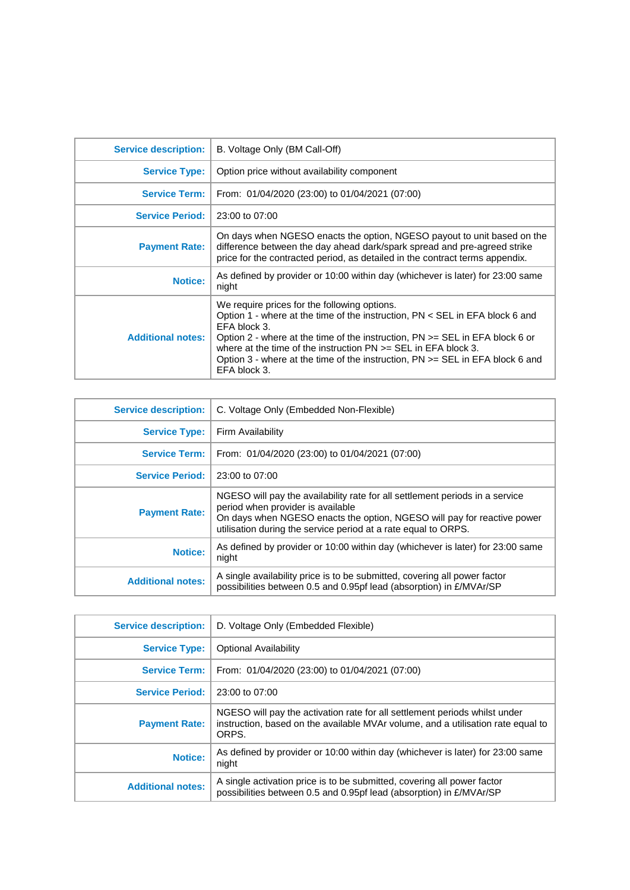| | |
|---|---|
| **Service description:** | B. Voltage Only (BM Call-Off) |
| **Service Type:** | Option price without availability component |
| **Service Term:** | From: 01/04/2020 (23:00) to 01/04/2021 (07:00) |
| **Service Period:** | 23:00 to 07:00 |
| **Payment Rate:** | On days when NGESO enacts the option, NGESO payout to unit based on the difference between the day ahead dark/spark spread and pre-agreed strike price for the contracted period, as detailed in the contract terms appendix. |
| **Notice:** | As defined by provider or 10:00 within day (whichever is later) for 23:00 same night |
| **Additional notes:** | We require prices for the following options.<br>Option 1 - where at the time of the instruction, PN < SEL in EFA block 6 and EFA block 3.<br>Option 2 - where at the time of the instruction, PN >= SEL in EFA block 6 or where at the time of the instruction PN >= SEL in EFA block 3.<br>Option 3 - where at the time of the instruction, PN >= SEL in EFA block 6 and EFA block 3. |

| | |
|---|---|
| **Service description:** | C. Voltage Only (Embedded Non-Flexible) |
| **Service Type:** | Firm Availability |
| **Service Term:** | From: 01/04/2020 (23:00) to 01/04/2021 (07:00) |
| **Service Period:** | 23:00 to 07:00 |
| **Payment Rate:** | NGESO will pay the availability rate for all settlement periods in a service period when provider is available<br>On days when NGESO enacts the option, NGESO will pay for reactive power utilisation during the service period at a rate equal to ORPS. |
| **Notice:** | As defined by provider or 10:00 within day (whichever is later) for 23:00 same night |
| **Additional notes:** | A single availability price is to be submitted, covering all power factor possibilities between 0.5 and 0.95pf lead (absorption) in £/MVAr/SP |

| | |
|---|---|
| **Service description:** | D. Voltage Only (Embedded Flexible) |
| **Service Type:** | Optional Availability |
| **Service Term:** | From: 01/04/2020 (23:00) to 01/04/2021 (07:00) |
| **Service Period:** | 23:00 to 07:00 |
| **Payment Rate:** | NGESO will pay the activation rate for all settlement periods whilst under instruction, based on the available MVAr volume, and a utilisation rate equal to ORPS. |
| **Notice:** | As defined by provider or 10:00 within day (whichever is later) for 23:00 same night |
| **Additional notes:** | A single activation price is to be submitted, covering all power factor possibilities between 0.5 and 0.95pf lead (absorption) in £/MVAr/SP |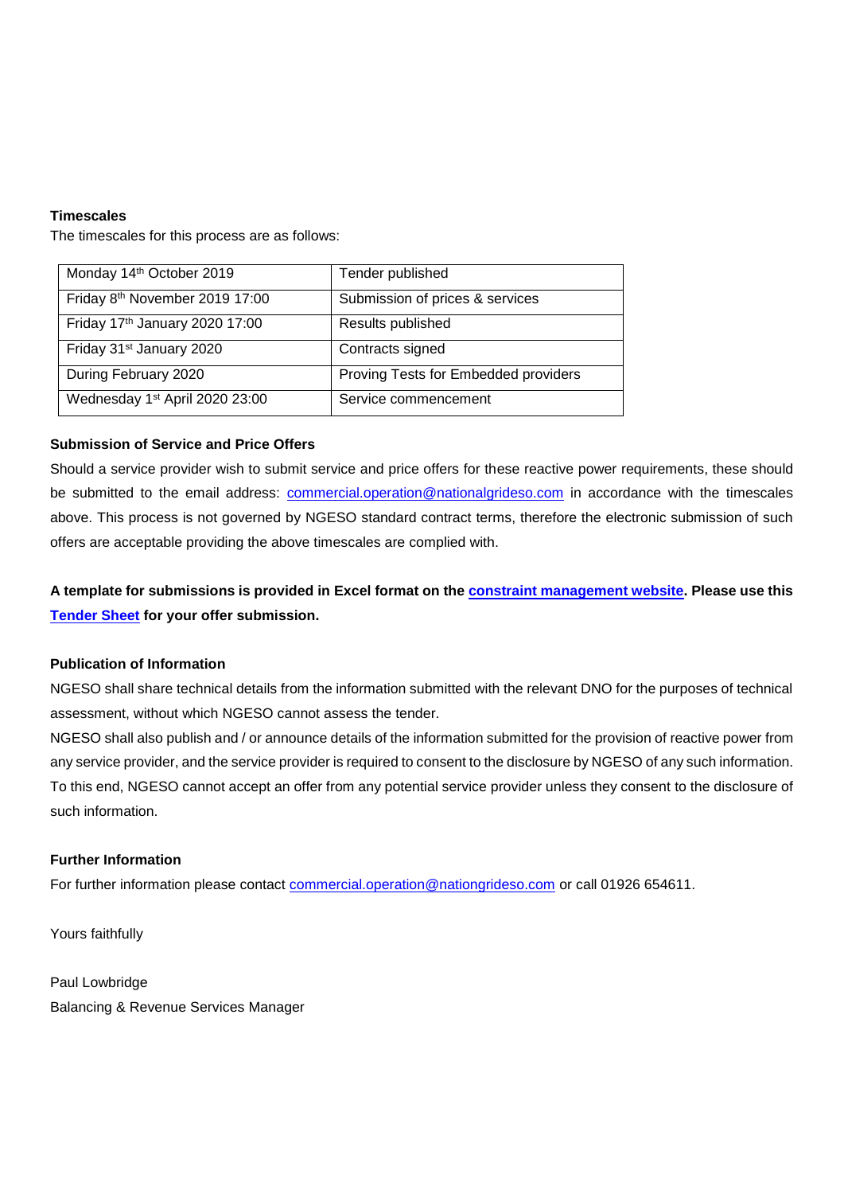**Timescales**

The timescales for this process are as follows:

| | |
|---|---|
| Monday 14th October 2019 | Tender published |
| Friday 8th November 2019 17:00 | Submission of prices & services |
| Friday 17th January 2020 17:00 | Results published |
| Friday 31st January 2020 | Contracts signed |
| During February 2020 | Proving Tests for Embedded providers |
| Wednesday 1st April 2020 23:00 | Service commencement |

**Submission of Service and Price Offers**

Should a service provider wish to submit service and price offers for these reactive power requirements, these should be submitted to the email address: commercial.operation@nationalgrideso.com in accordance with the timescales above. This process is not governed by NGESO standard contract terms, therefore the electronic submission of such offers are acceptable providing the above timescales are complied with.

**A template for submissions is provided in Excel format on the constraint management website. Please use this Tender Sheet for your offer submission.**

**Publication of Information**

NGESO shall share technical details from the information submitted with the relevant DNO for the purposes of technical assessment, without which NGESO cannot assess the tender.

NGESO shall also publish and / or announce details of the information submitted for the provision of reactive power from any service provider, and the service provider is required to consent to the disclosure by NGESO of any such information. To this end, NGESO cannot accept an offer from any potential service provider unless they consent to the disclosure of such information.

**Further Information**

For further information please contact commercial.operation@nationgrideso.com or call 01926 654611.

Yours faithfully

Paul Lowbridge
Balancing & Revenue Services Manager